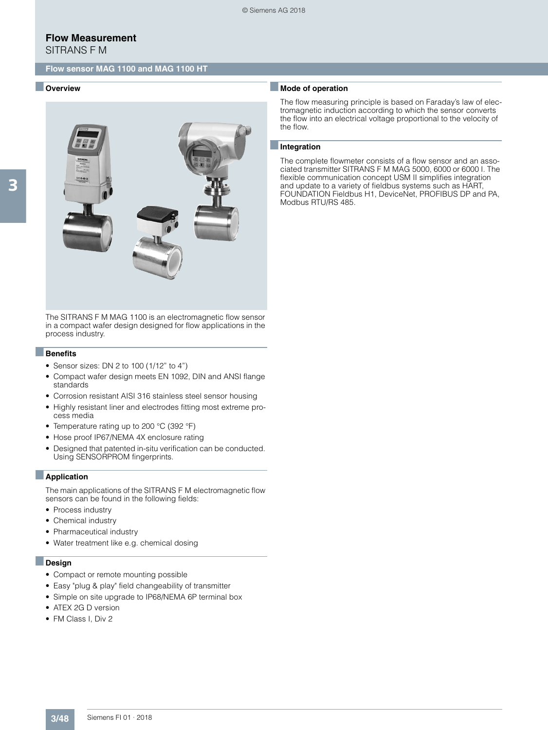# Flow Measurement

SITRANS F M

## Flow sensor MAG 1100 and MAG 1100 HT

### Overview

The SITRANS F M MAG 1100 is an electromagnetic flow sensor in a compact wafer design designed for flow applications in the process industry.

### Benefits

- Sensor sizes: DN 2 to 100 (1/12" to 4")
- Compact wafer design meets EN 1092, DIN and ANSI flange standards
- Corrosion resistant AISI 316 stainless steel sensor housing
- Highly resistant liner and electrodes fitting most extreme process media
- Temperature rating up to 200 °C (392 °F)
- Hose proof IP67/NEMA 4X enclosure rating
- Designed that patented in-situ verification can be conducted. Using SENSORPROM fingerprints.

### Application

The main applications of the SITRANS F M electromagnetic flow sensors can be found in the following fields:

- Process industry
- Chemical industry
- Pharmaceutical industry
- Water treatment like e.g. chemical dosing

### Design

- Compact or remote mounting possible
- Easy "plug & play" field changeability of transmitter
- Simple on site upgrade to IP68/NEMA 6P terminal box
- ATEX 2G D version
- FM Class I, Div 2

### Mode of operation

The flow measuring principle is based on Faraday's law of electromagnetic induction according to which the sensor converts the flow into an electrical voltage proportional to the velocity of the flow.

### Integration

The complete flowmeter consists of a flow sensor and an associated transmitter SITRANS F M MAG 5000, 6000 or 6000 I. The flexible communication concept USM II simplifies integration and update to a variety of fieldbus systems such as HART, FOUNDATION Fieldbus H1, DeviceNet, PROFIBUS DP and PA, Modbus RTU/RS 485.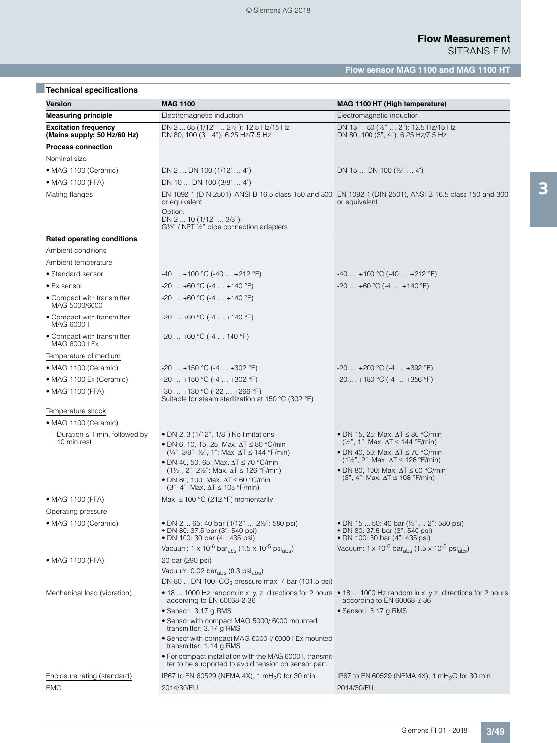## Technical specifications

| Version | MAG 1100 | MAG 1100 HT (High temperature) |
|---|---|---|
| **Measuring principle** | Electromagnetic induction | Electromagnetic induction |
| **Excitation frequency (Mains supply: 50 Hz/60 Hz)** | DN 2 ... 65 (1/12" ... 2½"): 12.5 Hz/15 Hz<br>DN 80, 100 (3", 4"): 6.25 Hz/7.5 Hz | DN 15 ... 50 (½" ... 2"): 12.5 Hz/15 Hz<br>DN 80, 100 (3", 4"): 6.25 Hz/7.5 Hz |
| **Process connection** | | |
| Nominal size | | |
| • MAG 1100 (Ceramic) | DN 2 … DN 100 (1/12" … 4") | DN 15 … DN 100 (½" … 4") |
| • MAG 1100 (PFA) | DN 10 … DN 100 (3/8" … 4") | |
| Mating flanges | EN 1092-1 (DIN 2501), ANSI B 16.5 class 150 and 300 or equivalent<br>Option:<br>DN 2 ... 10 (1/12" ... 3/8"):<br>G½" / NPT ½" pipe connection adapters | EN 1092-1 (DIN 2501), ANSI B 16.5 class 150 and 300 or equivalent |
| **Rated operating conditions** | | |
| Ambient conditions | | |
| Ambient temperature | | |
| • Standard sensor | -40 … +100 °C (-40 … +212 °F) | -40 … +100 °C (-40 … +212 °F) |
| • Ex sensor | -20 … +60 °C (-4 … +140 °F) | -20 … +60 °C (-4 … +140 °F) |
| • Compact with transmitter MAG 5000/6000 | -20 … +60 °C (-4 … +140 °F) | |
| • Compact with transmitter MAG 6000 I | -20 … +60 °C (-4 … +140 °F) | |
| • Compact with transmitter MAG 6000 I Ex | -20 … +60 °C (-4 … 140 °F) | |
| Temperature of medium | | |
| • MAG 1100 (Ceramic) | -20 … +150 °C (-4 … +302 °F) | -20 … +200 °C (-4 … +392 °F) |
| • MAG 1100 Ex (Ceramic) | -20 … +150 °C (-4 … +302 °F) | -20 … +180 °C (-4 … +356 °F) |
| • MAG 1100 (PFA) | -30 … +130 °C (-22 … +266 °F)<br>Suitable for steam sterilization at 150 °C (302 °F) | |
| Temperature shock | | |
| • MAG 1100 (Ceramic) | | |
| - Duration ≤ 1 min, followed by 10 min rest | • DN 2, 3 (1/12", 1/8") No limitations<br>• DN 6, 10, 15, 25: Max. ΔT ≤ 80 °C/min (¼", 3/8", ½", 1": Max. ΔT ≤ 144 °F/min)<br>• DN 40, 50, 65: Max. ΔT ≤ 70 °C/min (1½", 2", 2½": Max. ΔT ≤ 126 °F/min)<br>• DN 80, 100: Max. ΔT ≤ 60 °C/min (3", 4": Max. ΔT ≤ 108 °F/min) | • DN 15, 25: Max. ΔT ≤ 80 °C/min (½", 1": Max. ΔT ≤ 144 °F/min)<br>• DN 40, 50: Max. ΔT ≤ 70 °C/min (1½", 2": Max. ΔT ≤ 126 °F/min)<br>• DN 80, 100: Max. ΔT ≤ 60 °C/min (3", 4": Max. ΔT ≤ 108 °F/min) |
| • MAG 1100 (PFA) | Max. ± 100 °C (212 °F) momentarily | |
| Operating pressure | | |
| • MAG 1100 (Ceramic) | • DN 2 ... 65: 40 bar (1/12" … 2½": 580 psi)<br>• DN 80: 37.5 bar (3": 540 psi)<br>• DN 100: 30 bar (4": 435 psi)<br>Vacuum: 1 x $10^{-6}$ $bar_{abs}$ (1.5 x $10^{-5}$ $psi_{abs}$) | • DN 15 ... 50: 40 bar (½" … 2": 580 psi)<br>• DN 80: 37.5 bar (3": 540 psi)<br>• DN 100: 30 bar (4": 435 psi)<br>Vacuum: 1 x $10^{-6}$ $bar_{abs}$ (1.5 x $10^{-5}$ $psi_{abs}$) |
| • MAG 1100 (PFA) | 20 bar (290 psi)<br>Vacuum: 0.02 $bar_{abs}$ (0.3 $psi_{abs}$)<br>DN 80 ... DN 100: $CO_2$ pressure max. 7 bar (101.5 psi) | |
| Mechanical load (vibration) | • 18 ... 1000 Hz random in x, y, z, directions for 2 hours according to EN 60068-2-36<br>• Sensor: 3.17 g RMS<br>• Sensor with compact MAG 5000/ 6000 mounted transmitter: 3.17 g RMS<br>• Sensor with compact MAG 6000 I/ 6000 I Ex mounted transmitter: 1.14 g RMS<br>• For compact installation with the MAG 6000 I, transmitter to be supported to avoid tension on sensor part. | • 18 ... 1000 Hz random in x, y z, directions for 2 hours according to EN 60068-2-36<br>• Sensor: 3.17 g RMS |
| Enclosure rating (standard) | IP67 to EN 60529 (NEMA 4X), 1 $mH_2O$ for 30 min | IP67 to EN 60529 (NEMA 4X), 1 $mH_2O$ for 30 min |
| EMC | 2014/30/EU | 2014/30/EU |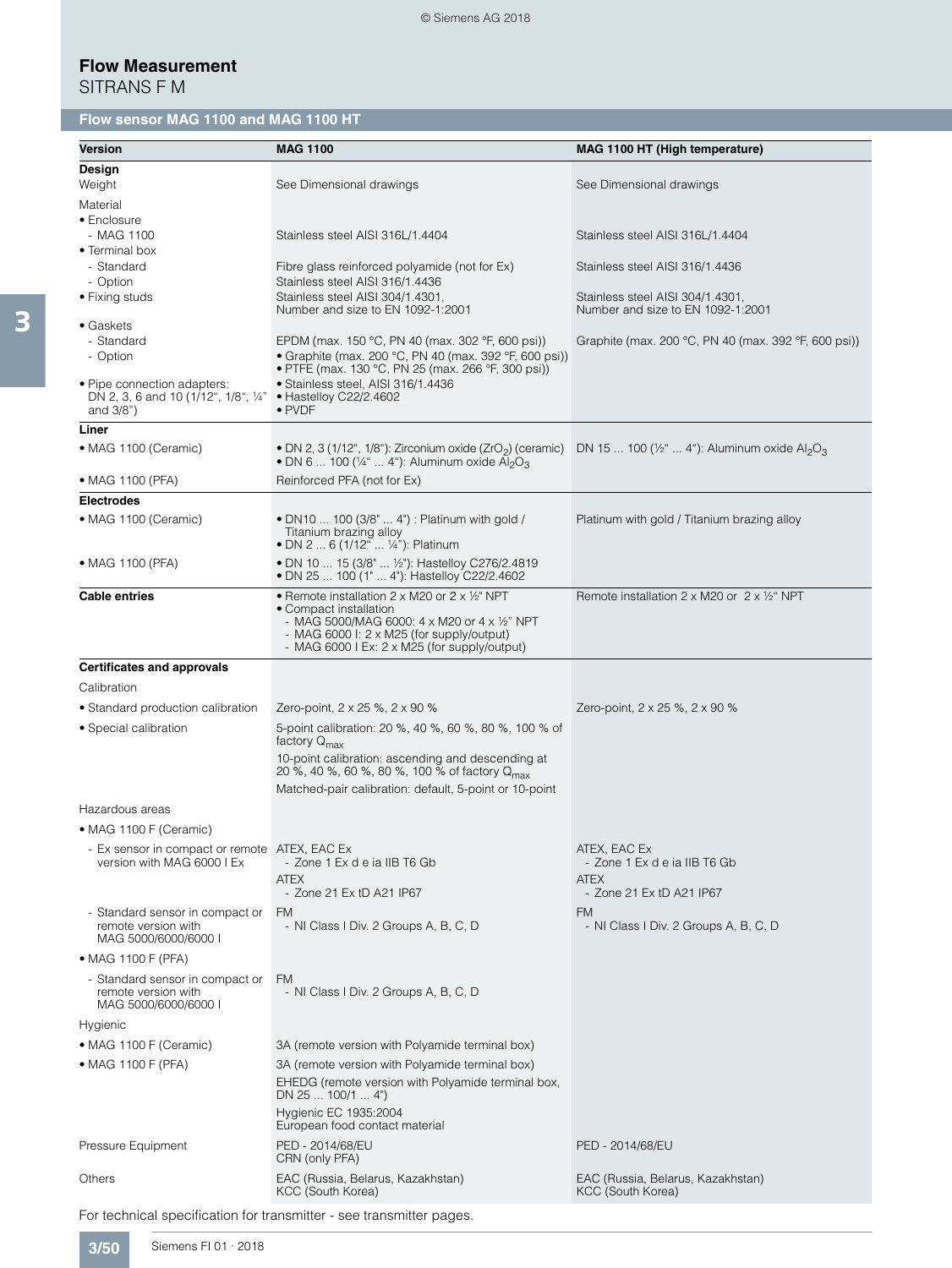# Flow Measurement

SITRANS F M

## Flow sensor MAG 1100 and MAG 1100 HT

| Version | MAG 1100 | MAG 1100 HT (High temperature) |
|---|---|---|
| **Design** | | |
| Weight | See Dimensional drawings | See Dimensional drawings |
| Material | | |
| • Enclosure | | |
| - MAG 1100 | Stainless steel AISI 316L/1.4404 | Stainless steel AISI 316L/1.4404 |
| • Terminal box | | |
| - Standard | Fibre glass reinforced polyamide (not for Ex) | Stainless steel AISI 316/1.4436 |
| - Option | Stainless steel AISI 316/1.4436 | |
| • Fixing studs | Stainless steel AISI 304/1.4301, Number and size to EN 1092-1:2001 | Stainless steel AISI 304/1.4301, Number and size to EN 1092-1:2001 |
| • Gaskets | | |
| - Standard | EPDM (max. 150 °C, PN 40 (max. 302 °F, 600 psi)) | Graphite (max. 200 °C, PN 40 (max. 392 °F, 600 psi)) |
| - Option | • Graphite (max. 200 °C, PN 40 (max. 392 °F, 600 psi))<br>• PTFE (max. 130 °C, PN 25 (max. 266 °F, 300 psi)) | |
| • Pipe connection adapters: DN 2, 3, 6 and 10 (1/12", 1/8", ¼" and 3/8") | • Stainless steel, AISI 316/1.4436<br>• Hastelloy C22/2.4602<br>• PVDF | |
| **Liner** | | |
| • MAG 1100 (Ceramic) | • DN 2, 3 (1/12", 1/8"): Zirconium oxide ($ZrO_2$) (ceramic)<br>• DN 6 ... 100 (¼" ... 4"): Aluminum oxide $Al_2O_3$ | DN 15 ... 100 (½" ... 4"): Aluminum oxide $Al_2O_3$ |
| • MAG 1100 (PFA) | Reinforced PFA (not for Ex) | |
| **Electrodes** | | |
| • MAG 1100 (Ceramic) | • DN10 ... 100 (3/8" ... 4") : Platinum with gold / Titanium brazing alloy<br>• DN 2 ... 6 (1/12" ... ¼"): Platinum | Platinum with gold / Titanium brazing alloy |
| • MAG 1100 (PFA) | • DN 10 ... 15 (3/8" ... ½"): Hastelloy C276/2.4819<br>• DN 25 ... 100 (1" ... 4"): Hastelloy C22/2.4602 | |
| **Cable entries** | • Remote installation 2 x M20 or 2 x ½" NPT<br>• Compact installation<br>- MAG 5000/MAG 6000: 4 x M20 or 4 x ½" NPT<br>- MAG 6000 I: 2 x M25 (for supply/output)<br>- MAG 6000 I Ex: 2 x M25 (for supply/output) | Remote installation 2 x M20 or 2 x ½" NPT |
| **Certificates and approvals** | | |
| Calibration | | |
| • Standard production calibration | Zero-point, 2 x 25 %, 2 x 90 % | Zero-point, 2 x 25 %, 2 x 90 % |
| • Special calibration | 5-point calibration: 20 %, 40 %, 60 %, 80 %, 100 % of factory $Q_{max}$<br>10-point calibration: ascending and descending at 20 %, 40 %, 60 %, 80 %, 100 % of factory $Q_{max}$<br>Matched-pair calibration: default, 5-point or 10-point | |
| Hazardous areas | | |
| • MAG 1100 F (Ceramic) | | |
| - Ex sensor in compact or remote version with MAG 6000 I Ex | ATEX, EAC Ex<br>- Zone 1 Ex d e ia IIB T6 Gb<br>ATEX<br>- Zone 21 Ex tD A21 IP67 | ATEX, EAC Ex<br>- Zone 1 Ex d e ia IIB T6 Gb<br>ATEX<br>- Zone 21 Ex tD A21 IP67 |
| - Standard sensor in compact or remote version with MAG 5000/6000/6000 I | FM<br>- NI Class I Div. 2 Groups A, B, C, D | FM<br>- NI Class I Div. 2 Groups A, B, C, D |
| • MAG 1100 F (PFA) | | |
| - Standard sensor in compact or remote version with MAG 5000/6000/6000 I | FM<br>- NI Class I Div. 2 Groups A, B, C, D | |
| Hygienic | | |
| • MAG 1100 F (Ceramic) | 3A (remote version with Polyamide terminal box) | |
| • MAG 1100 F (PFA) | 3A (remote version with Polyamide terminal box)<br>EHEDG (remote version with Polyamide terminal box, DN 25 ... 100/1 ... 4")<br>Hygienic EC 1935:2004<br>European food contact material | |
| Pressure Equipment | PED - 2014/68/EU<br>CRN (only PFA) | PED - 2014/68/EU |
| Others | EAC (Russia, Belarus, Kazakhstan)<br>KCC (South Korea) | EAC (Russia, Belarus, Kazakhstan)<br>KCC (South Korea) |

For technical specification for transmitter - see transmitter pages.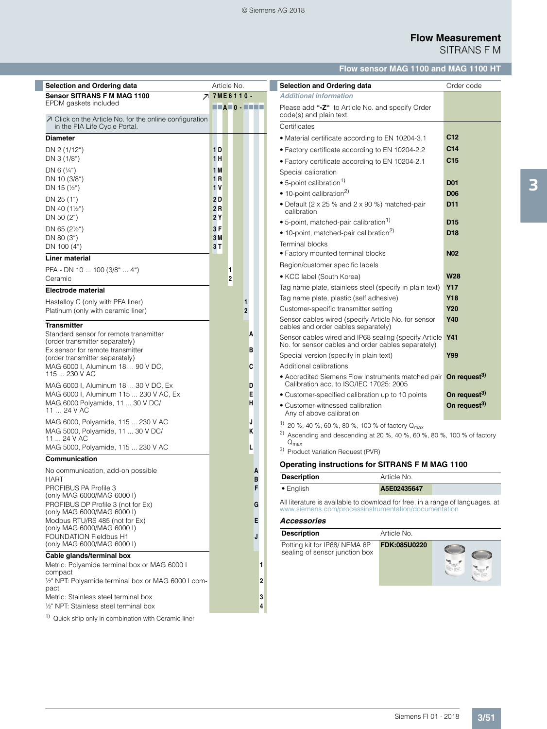# Flow Measurement

## SITRANS F M

### Flow sensor MAG 1100 and MAG 1100 HT

| Selection and Ordering data | Article No. |
|---|---|
| **Sensor SITRANS F M MAG 1100** ↗ | **7ME6110-** |
| EPDM gaskets included | ■■A■0-■■■■ |
| ↗ Click on the Article No. for the online configuration in the PIA Life Cycle Portal. | |
| **Diameter** | |
| DN 2 (1/12") | 1D |
| DN 3 (1/8") | 1H |
| DN 6 (¼") | 1M |
| DN 10 (3/8") | 1R |
| DN 15 (½") | 1V |
| DN 25 (1") | 2D |
| DN 40 (1½") | 2R |
| DN 50 (2") | 2Y |
| DN 65 (2½") | 3F |
| DN 80 (3") | 3M |
| DN 100 (4") | 3T |
| **Liner material** | |
| PFA - DN 10 ... 100 (3/8" ... 4") | 1 |
| Ceramic | 2 |
| **Electrode material** | |
| Hastelloy C (only with PFA liner) | 1 |
| Platinum (only with ceramic liner) | 2 |
| **Transmitter** | |
| Standard sensor for remote transmitter (order transmitter separately) | A |
| Ex sensor for remote transmitter (order transmitter separately) | B |
| MAG 6000 I, Aluminum 18 ... 90 V DC, 115 ... 230 V AC | C |
| MAG 6000 I, Aluminum 18 ... 30 V DC, Ex | D |
| MAG 6000 I, Aluminum 115 ... 230 V AC, Ex | E |
| MAG 6000 Polyamide, 11 ... 30 V DC/ 11 … 24 V AC | H |
| MAG 6000, Polyamide, 115 ... 230 V AC | J |
| MAG 5000, Polyamide, 11 ... 30 V DC/ 11 ... 24 V AC | K |
| MAG 5000, Polyamide, 115 ... 230 V AC | L |
| **Communication** | |
| No communication, add-on possible | A |
| HART | B |
| PROFIBUS PA Profile 3 (only MAG 6000/MAG 6000 I) | F |
| PROFIBUS DP Profile 3 (not for Ex) (only MAG 6000/MAG 6000 I) | G |
| Modbus RTU/RS 485 (not for Ex) (only MAG 6000/MAG 6000 I) | E |
| FOUNDATION Fieldbus H1 (only MAG 6000/MAG 6000 I) | J |
| **Cable glands/terminal box** | |
| Metric: Polyamide terminal box or MAG 6000 I compact | 1 |
| ½" NPT: Polyamide terminal box or MAG 6000 I compact | 2 |
| Metric: Stainless steel terminal box | 3 |
| ½" NPT: Stainless steel terminal box | 4 |

[1] Quick ship only in combination with Ceramic liner

| Selection and Ordering data | Order code |
|---|---|
| ***Additional information*** | |
| Please add **"-Z"** to Article No. and specify Order code(s) and plain text. | |
| Certificates | |
| • Material certificate according to EN 10204-3.1 | **C12** |
| • Factory certificate according to EN 10204-2.2 | **C14** |
| • Factory certificate according to EN 10204-2.1 | **C15** |
| Special calibration | |
| • 5-point calibration[1] | **D01** |
| • 10-point calibration[2] | **D06** |
| • Default (2 x 25 % and 2 x 90 %) matched-pair calibration | **D11** |
| • 5-point, matched-pair calibration[1] | **D15** |
| • 10-point, matched-pair calibration[2] | **D18** |
| Terminal blocks | |
| • Factory mounted terminal blocks | **N02** |
| Region/customer specific labels | |
| • KCC label (South Korea) | **W28** |
| Tag name plate, stainless steel (specify in plain text) | **Y17** |
| Tag name plate, plastic (self adhesive) | **Y18** |
| Customer-specific transmitter setting | **Y20** |
| Sensor cables wired (specify Article No. for sensor cables and order cables separately) | **Y40** |
| Sensor cables wired and IP68 sealing (specify Article No. for sensor cables and order cables separately) | **Y41** |
| Special version (specify in plain text) | **Y99** |
| Additional calibrations | |
| • Accredited Siemens Flow Instruments matched pair Calibration acc. to ISO/IEC 17025: 2005 | **On request[3]** |
| • Customer-specified calibration up to 10 points | **On request[3]** |
| • Customer-witnessed calibration Any of above calibration | **On request[3]** |

[1] 20 %, 40 %, 60 %, 80 %, 100 % of factory $Q_{max}$

[2] Ascending and descending at 20 %, 40 %, 60 %, 80 %, 100 % of factory $Q_{max}$

[3] Product Variation Request (PVR)

### Operating instructions for SITRANS F M MAG 1100

| Description | Article No. |
|---|---|
| • English | **A5E02435647** |

All literature is available to download for free, in a range of languages, at www.siemens.com/processinstrumentation/documentation

### *Accessories*

| Description | Article No. |
|---|---|
| Potting kit for IP68/ NEMA 6P sealing of sensor junction box | **FDK:085U0220** |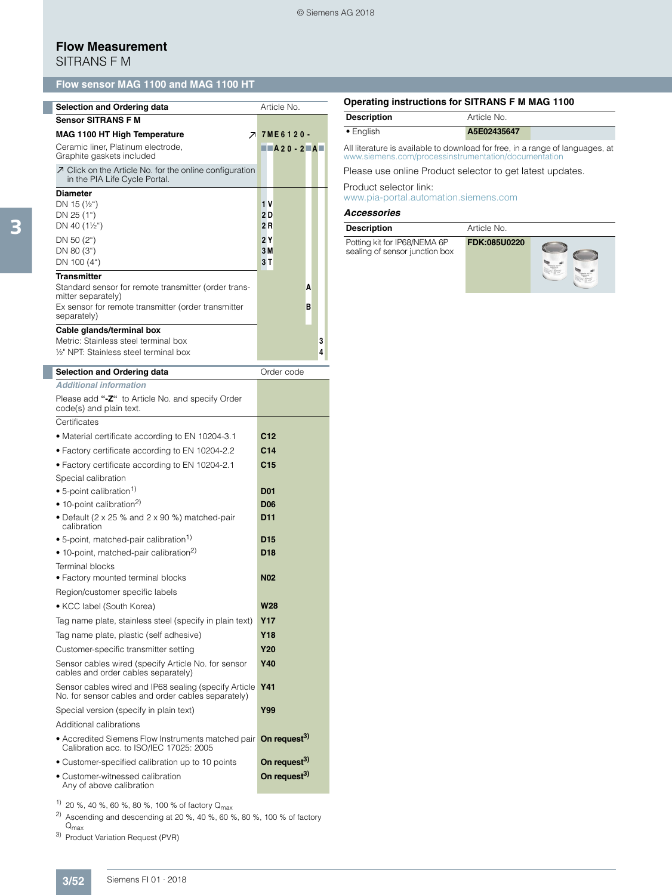# Flow Measurement

SITRANS F M

## Flow sensor MAG 1100 and MAG 1100 HT

| Selection and Ordering data | Article No. |
|---|---|
| **Sensor SITRANS F M** | |
| **MAG 1100 HT High Temperature** ↗ | **7ME6120-** |
| Ceramic liner, Platinum electrode, Graphite gaskets included | **■■A20-2■A■** |
| ↗ Click on the Article No. for the online configuration in the PIA Life Cycle Portal. | |
| **Diameter** | |
| DN 15 (½") | **1V** |
| DN 25 (1") | **2D** |
| DN 40 (1½") | **2R** |
| DN 50 (2") | **2Y** |
| DN 80 (3") | **3M** |
| DN 100 (4") | **3T** |
| **Transmitter** | |
| Standard sensor for remote transmitter (order transmitter separately) | **A** |
| Ex sensor for remote transmitter (order transmitter separately) | **B** |
| **Cable glands/terminal box** | |
| Metric: Stainless steel terminal box | **3** |
| ½" NPT: Stainless steel terminal box | **4** |

| Selection and Ordering data | Order code |
|---|---|
| ***Additional information*** | |
| Please add **"-Z"** to Article No. and specify Order code(s) and plain text. | |
| Certificates | |
| • Material certificate according to EN 10204-3.1 | **C12** |
| • Factory certificate according to EN 10204-2.2 | **C14** |
| • Factory certificate according to EN 10204-2.1 | **C15** |
| Special calibration | |
| • 5-point calibration[1] | **D01** |
| • 10-point calibration[2] | **D06** |
| • Default (2 x 25 % and 2 x 90 %) matched-pair calibration | **D11** |
| • 5-point, matched-pair calibration[1] | **D15** |
| • 10-point, matched-pair calibration[2] | **D18** |
| Terminal blocks | |
| • Factory mounted terminal blocks | **N02** |
| Region/customer specific labels | |
| • KCC label (South Korea) | **W28** |
| Tag name plate, stainless steel (specify in plain text) | **Y17** |
| Tag name plate, plastic (self adhesive) | **Y18** |
| Customer-specific transmitter setting | **Y20** |
| Sensor cables wired (specify Article No. for sensor cables and order cables separately) | **Y40** |
| Sensor cables wired and IP68 sealing (specify Article No. for sensor cables and order cables separately) | **Y41** |
| Special version (specify in plain text) | **Y99** |
| Additional calibrations | |
| • Accredited Siemens Flow Instruments matched pair Calibration acc. to ISO/IEC 17025: 2005 | **On request[3]** |
| • Customer-specified calibration up to 10 points | **On request[3]** |
| • Customer-witnessed calibration Any of above calibration | **On request[3]** |

[1] 20 %, 40 %, 60 %, 80 %, 100 % of factory $Q_{max}$

[2] Ascending and descending at 20 %, 40 %, 60 %, 80 %, 100 % of factory $Q_{max}$

[3] Product Variation Request (PVR)

### Operating instructions for SITRANS F M MAG 1100

| Description | Article No. |
|---|---|
| • English | **A5E02435647** |

All literature is available to download for free, in a range of languages, at www.siemens.com/processinstrumentation/documentation

Please use online Product selector to get latest updates.

Product selector link:
www.pia-portal.automation.siemens.com

### *Accessories*

| Description | Article No. |
|---|---|
| Potting kit for IP68/NEMA 6P sealing of sensor junction box | **FDK:085U0220** |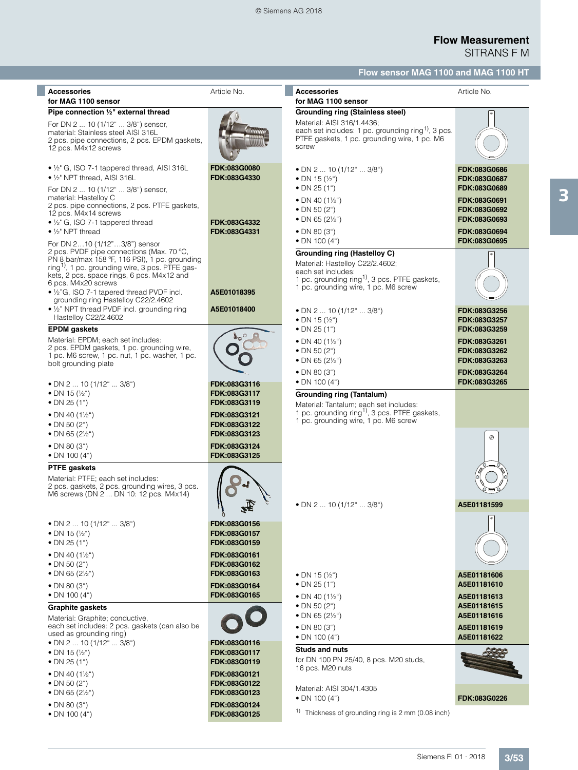# Flow Measurement

## SITRANS F M

### Flow sensor MAG 1100 and MAG 1100 HT

| Accessories for MAG 1100 sensor | Article No. |
|---|---|
| **Pipe connection ½" external thread** | |
| For DN 2 ... 10 (1/12" ... 3/8") sensor, material: Stainless steel AISI 316L 2 pcs. pipe connections, 2 pcs. EPDM gaskets, 12 pcs. M4x12 screws | |
| • ½" G, ISO 7-1 tappered thread, AISI 316L | **FDK:083G0080** |
| • ½" NPT thread, AISI 316L | **FDK:083G4330** |
| For DN 2 ... 10 (1/12" ... 3/8") sensor, material: Hastelloy C 2 pcs. pipe connections, 2 pcs. PTFE gaskets, 12 pcs. M4x14 screws | |
| • ½" G, ISO 7-1 tappered thread | **FDK:083G4332** |
| • ½" NPT thread | **FDK:083G4331** |
| For DN 2…10 (1/12"…3/8") sensor 2 pcs. PVDF pipe connections (Max. 70 °C, PN 8 bar/max 158 °F, 116 PSI), 1 pc. grounding ring[1], 1 pc. grounding wire, 3 pcs. PTFE gaskets, 2 pcs. space rings, 6 pcs. M4x12 and 6 pcs. M4x20 screws | |
| • ½"G, ISO 7-1 tapered thread PVDF incl. grounding ring Hastelloy C22/2.4602 | **A5E01018395** |
| • ½" NPT thread PVDF incl. grounding ring Hastelloy C22/2.4602 | **A5E01018400** |
| **EPDM gaskets** | |
| Material: EPDM; each set includes: 2 pcs. EPDM gaskets, 1 pc. grounding wire, 1 pc. M6 screw, 1 pc. nut, 1 pc. washer, 1 pc. bolt grounding plate | |
| • DN 2 ... 10 (1/12" ... 3/8") | **FDK:083G3116** |
| • DN 15 (½") | **FDK:083G3117** |
| • DN 25 (1") | **FDK:083G3119** |
| • DN 40 (1½") | **FDK:083G3121** |
| • DN 50 (2") | **FDK:083G3122** |
| • DN 65 (2½") | **FDK:083G3123** |
| • DN 80 (3") | **FDK:083G3124** |
| • DN 100 (4") | **FDK:083G3125** |
| **PTFE gaskets** | |
| Material: PTFE; each set includes: 2 pcs. gaskets, 2 pcs. grounding wires, 3 pcs. M6 screws (DN 2 ... DN 10: 12 pcs. M4x14) | |
| • DN 2 ... 10 (1/12" ... 3/8") | **FDK:083G0156** |
| • DN 15 (½") | **FDK:083G0157** |
| • DN 25 (1") | **FDK:083G0159** |
| • DN 40 (1½") | **FDK:083G0161** |
| • DN 50 (2") | **FDK:083G0162** |
| • DN 65 (2½") | **FDK:083G0163** |
| • DN 80 (3") | **FDK:083G0164** |
| • DN 100 (4") | **FDK:083G0165** |
| **Graphite gaskets** | |
| Material: Graphite; conductive, each set includes: 2 pcs. gaskets (can also be used as grounding ring) | |
| • DN 2 ... 10 (1/12" ... 3/8") | **FDK:083G0116** |
| • DN 15 (½") | **FDK:083G0117** |
| • DN 25 (1") | **FDK:083G0119** |
| • DN 40 (1½") | **FDK:083G0121** |
| • DN 50 (2") | **FDK:083G0122** |
| • DN 65 (2½") | **FDK:083G0123** |
| • DN 80 (3") | **FDK:083G0124** |
| • DN 100 (4") | **FDK:083G0125** |

| Accessories for MAG 1100 sensor | Article No. |
|---|---|
| **Grounding ring (Stainless steel)** | |
| Material: AISI 316/1.4436; each set includes: 1 pc. grounding ring[1], 3 pcs. PTFE gaskets, 1 pc. grounding wire, 1 pc. M6 screw | |
| • DN 2 ... 10 (1/12" ... 3/8") | **FDK:083G0686** |
| • DN 15 (½") | **FDK:083G0687** |
| • DN 25 (1") | **FDK:083G0689** |
| • DN 40 (1½") | **FDK:083G0691** |
| • DN 50 (2") | **FDK:083G0692** |
| • DN 65 (2½") | **FDK:083G0693** |
| • DN 80 (3") | **FDK:083G0694** |
| • DN 100 (4") | **FDK:083G0695** |
| **Grounding ring (Hastelloy C)** | |
| Material: Hastelloy C22/2.4602; each set includes: 1 pc. grounding ring[1], 3 pcs. PTFE gaskets, 1 pc. grounding wire, 1 pc. M6 screw | |
| • DN 2 ... 10 (1/12" ... 3/8") | **FDK:083G3256** |
| • DN 15 (½") | **FDK:083G3257** |
| • DN 25 (1") | **FDK:083G3259** |
| • DN 40 (1½") | **FDK:083G3261** |
| • DN 50 (2") | **FDK:083G3262** |
| • DN 65 (2½") | **FDK:083G3263** |
| • DN 80 (3") | **FDK:083G3264** |
| • DN 100 (4") | **FDK:083G3265** |
| **Grounding ring (Tantalum)** | |
| Material: Tantalum; each set includes: 1 pc. grounding ring[1], 3 pcs. PTFE gaskets, 1 pc. grounding wire, 1 pc. M6 screw | |
| • DN 2 ... 10 (1/12" ... 3/8") | **A5E01181599** |
| • DN 15 (½") | **A5E01181606** |
| • DN 25 (1") | **A5E01181610** |
| • DN 40 (1½") | **A5E01181613** |
| • DN 50 (2") | **A5E01181615** |
| • DN 65 (2½") | **A5E01181616** |
| • DN 80 (3") | **A5E01181619** |
| • DN 100 (4") | **A5E01181622** |
| **Studs and nuts** | |
| for DN 100 PN 25/40, 8 pcs. M20 studs, 16 pcs. M20 nuts | |
| Material: AISI 304/1.4305 | |
| • DN 100 (4") | **FDK:083G0226** |

[1] Thickness of grounding ring is 2 mm (0.08 inch)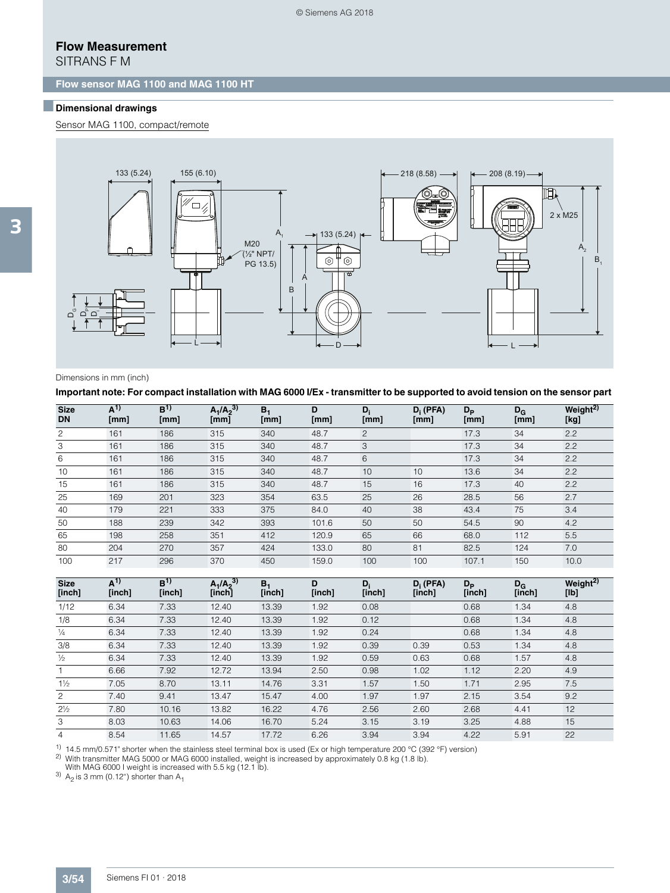# Flow Measurement

SITRANS F M

## Flow sensor MAG 1100 and MAG 1100 HT

### Dimensional drawings

Sensor MAG 1100, compact/remote

Dimensions in mm (inch)

**Important note: For compact installation with MAG 6000 I/Ex - transmitter to be supported to avoid tension on the sensor part**

| Size DN | A[1) ] [mm] | B[1)] [mm] | $A_1$/$A_2$[3)] [mm] | $B_1$ [mm] | D [mm] | $D_i$ [mm] | $D_i$ (PFA) [mm] | $D_P$ [mm] | $D_G$ [mm] | Weight[2)] [kg] |
|---|---|---|---|---|---|---|---|---|---|---|
| 2 | 161 | 186 | 315 | 340 | 48.7 | 2 | | 17.3 | 34 | 2.2 |
| 3 | 161 | 186 | 315 | 340 | 48.7 | 3 | | 17.3 | 34 | 2.2 |
| 6 | 161 | 186 | 315 | 340 | 48.7 | 6 | | 17.3 | 34 | 2.2 |
| 10 | 161 | 186 | 315 | 340 | 48.7 | 10 | 10 | 13.6 | 34 | 2.2 |
| 15 | 161 | 186 | 315 | 340 | 48.7 | 15 | 16 | 17.3 | 40 | 2.2 |
| 25 | 169 | 201 | 323 | 354 | 63.5 | 25 | 26 | 28.5 | 56 | 2.7 |
| 40 | 179 | 221 | 333 | 375 | 84.0 | 40 | 38 | 43.4 | 75 | 3.4 |
| 50 | 188 | 239 | 342 | 393 | 101.6 | 50 | 50 | 54.5 | 90 | 4.2 |
| 65 | 198 | 258 | 351 | 412 | 120.9 | 65 | 66 | 68.0 | 112 | 5.5 |
| 80 | 204 | 270 | 357 | 424 | 133.0 | 80 | 81 | 82.5 | 124 | 7.0 |
| 100 | 217 | 296 | 370 | 450 | 159.0 | 100 | 100 | 107.1 | 150 | 10.0 |

| Size [inch] | A[1)] [inch] | B[1)] [inch] | $A_1$/$A_2$[3)] [inch] | $B_1$ [inch] | D [inch] | $D_i$ [inch] | $D_i$ (PFA) [inch] | $D_P$ [inch] | $D_G$ [inch] | Weight[2)] [lb] |
|---|---|---|---|---|---|---|---|---|---|---|
| 1/12 | 6.34 | 7.33 | 12.40 | 13.39 | 1.92 | 0.08 | | 0.68 | 1.34 | 4.8 |
| 1/8 | 6.34 | 7.33 | 12.40 | 13.39 | 1.92 | 0.12 | | 0.68 | 1.34 | 4.8 |
| ¼ | 6.34 | 7.33 | 12.40 | 13.39 | 1.92 | 0.24 | | 0.68 | 1.34 | 4.8 |
| 3/8 | 6.34 | 7.33 | 12.40 | 13.39 | 1.92 | 0.39 | 0.39 | 0.53 | 1.34 | 4.8 |
| ½ | 6.34 | 7.33 | 12.40 | 13.39 | 1.92 | 0.59 | 0.63 | 0.68 | 1.57 | 4.8 |
| 1 | 6.66 | 7.92 | 12.72 | 13.94 | 2.50 | 0.98 | 1.02 | 1.12 | 2.20 | 4.9 |
| 1½ | 7.05 | 8.70 | 13.11 | 14.76 | 3.31 | 1.57 | 1.50 | 1.71 | 2.95 | 7.5 |
| 2 | 7.40 | 9.41 | 13.47 | 15.47 | 4.00 | 1.97 | 1.97 | 2.15 | 3.54 | 9.2 |
| 2½ | 7.80 | 10.16 | 13.82 | 16.22 | 4.76 | 2.56 | 2.60 | 2.68 | 4.41 | 12 |
| 3 | 8.03 | 10.63 | 14.06 | 16.70 | 5.24 | 3.15 | 3.19 | 3.25 | 4.88 | 15 |
| 4 | 8.54 | 11.65 | 14.57 | 17.72 | 6.26 | 3.94 | 3.94 | 4.22 | 5.91 | 22 |

[1)] 14.5 mm/0.571" shorter when the stainless steel terminal box is used (Ex or high temperature 200 °C (392 °F) version)

[2)] With transmitter MAG 5000 or MAG 6000 installed, weight is increased by approximately 0.8 kg (1.8 lb). With MAG 6000 I weight is increased with 5.5 kg (12.1 lb).

[3)] $A_2$ is 3 mm (0.12") shorter than $A_1$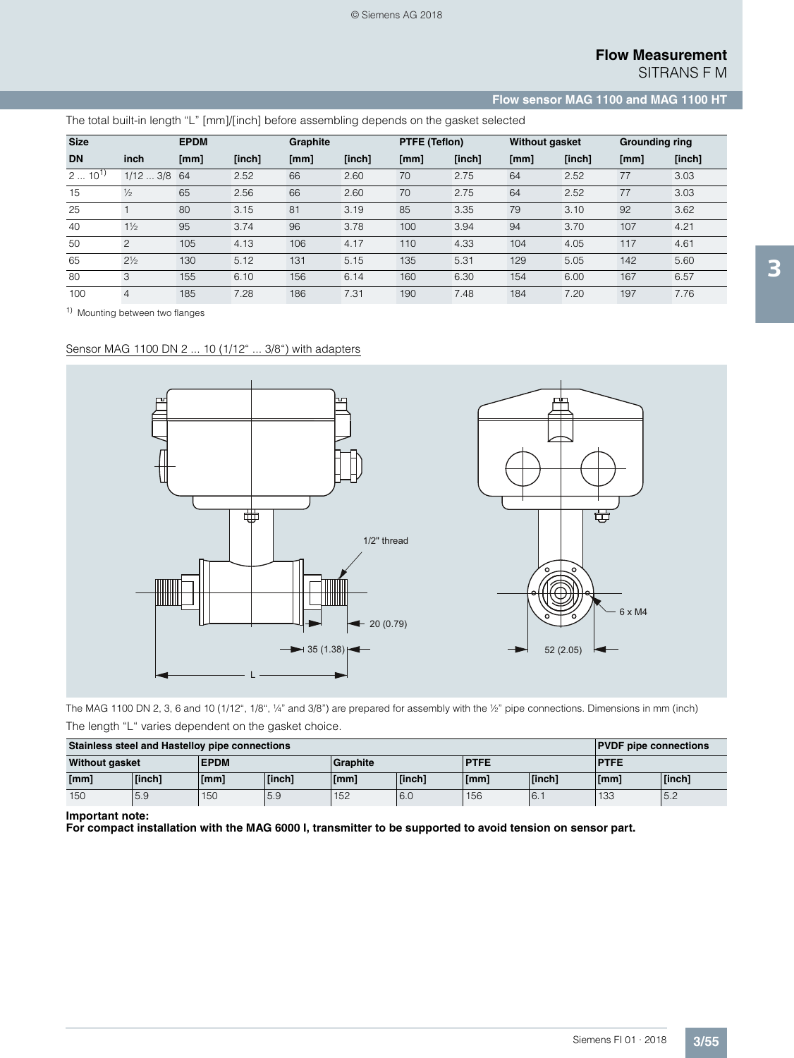The total built-in length "L" [mm]/[inch] before assembling depends on the gasket selected

| Size | | EPDM | | Graphite | | PTFE (Teflon) | | Without gasket | | Grounding ring | |
|---|---|---|---|---|---|---|---|---|---|---|---|
| DN | inch | [mm] | [inch] | [mm] | [inch] | [mm] | [inch] | [mm] | [inch] | [mm] | [inch] |
| 2 ... 10[1] | 1/12 ... 3/8 | 64 | 2.52 | 66 | 2.60 | 70 | 2.75 | 64 | 2.52 | 77 | 3.03 |
| 15 | ½ | 65 | 2.56 | 66 | 2.60 | 70 | 2.75 | 64 | 2.52 | 77 | 3.03 |
| 25 | 1 | 80 | 3.15 | 81 | 3.19 | 85 | 3.35 | 79 | 3.10 | 92 | 3.62 |
| 40 | 1½ | 95 | 3.74 | 96 | 3.78 | 100 | 3.94 | 94 | 3.70 | 107 | 4.21 |
| 50 | 2 | 105 | 4.13 | 106 | 4.17 | 110 | 4.33 | 104 | 4.05 | 117 | 4.61 |
| 65 | 2½ | 130 | 5.12 | 131 | 5.15 | 135 | 5.31 | 129 | 5.05 | 142 | 5.60 |
| 80 | 3 | 155 | 6.10 | 156 | 6.14 | 160 | 6.30 | 154 | 6.00 | 167 | 6.57 |
| 100 | 4 | 185 | 7.28 | 186 | 7.31 | 190 | 7.48 | 184 | 7.20 | 197 | 7.76 |

[1] Mounting between two flanges

Sensor MAG 1100 DN 2 ... 10 (1/12" ... 3/8") with adapters

1/2" thread

20 (0.79)

35 (1.38)

L

6 x M4

52 (2.05)

The MAG 1100 DN 2, 3, 6 and 10 (1/12", 1/8", ¼" and 3/8") are prepared for assembly with the ½" pipe connections. Dimensions in mm (inch)

The length "L" varies dependent on the gasket choice.

| Stainless steel and Hastelloy pipe connections | | | | | | | | PVDF pipe connections | |
|---|---|---|---|---|---|---|---|---|---|
| Without gasket | | EPDM | | Graphite | | PTFE | | PTFE | |
| [mm] | [inch] | [mm] | [inch] | [mm] | [inch] | [mm] | [inch] | [mm] | [inch] |
| 150 | 5.9 | 150 | 5.9 | 152 | 6.0 | 156 | 6.1 | 133 | 5.2 |

**Important note:**
**For compact installation with the MAG 6000 I, transmitter to be supported to avoid tension on sensor part.**